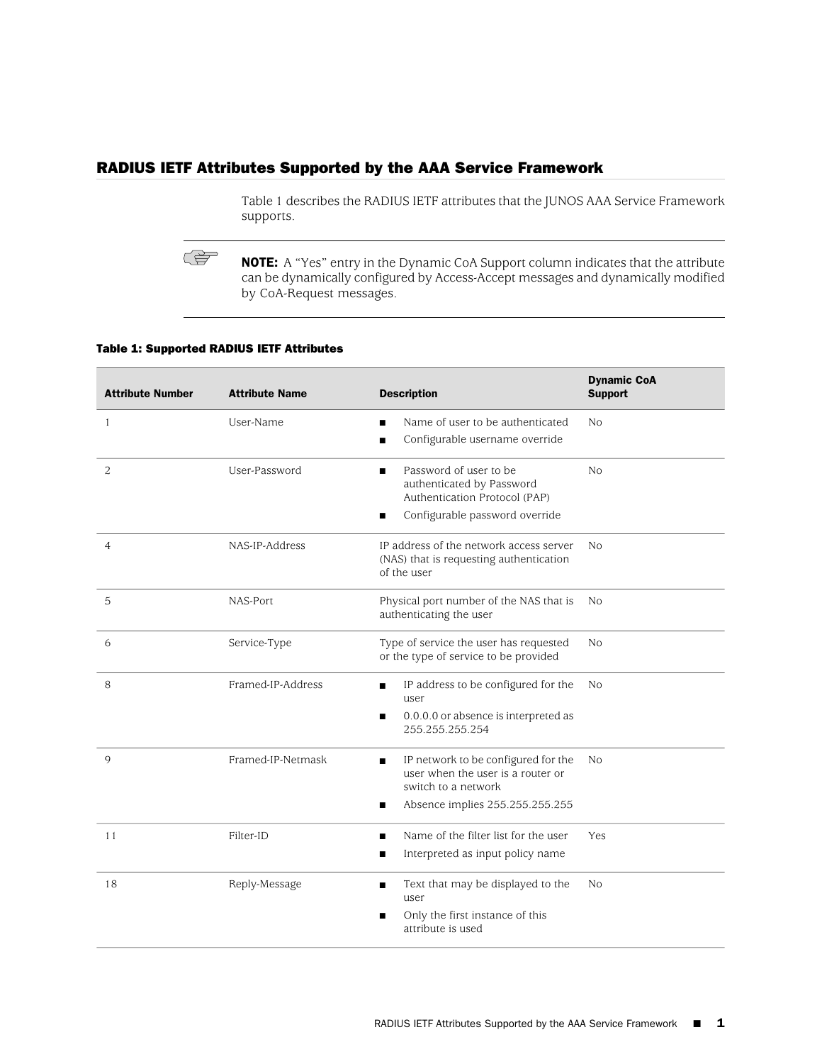## RADIUS IETF Attributes Supported by the AAA Service Framework

Table 1 describes the RADIUS IETF attributes that the JUNOS AAA Service Framework supports.

> **NOTE:** A "Yes" entry in the Dynamic CoA Support column indicates that the attribute can be dynamically configured by Access-Accept messages and dynamically modified by CoA-Request messages.

**Table 1: Supported RADIUS IETF Attributes**

| Attribute Number | Attribute Name | Description | Dynamic CoA Support |
| --- | --- | --- | --- |
| 1 | User-Name | ■ Name of user to be authenticated<br>■ Configurable username override | No |
| 2 | User-Password | ■ Password of user to be authenticated by Password Authentication Protocol (PAP)<br>■ Configurable password override | No |
| 4 | NAS-IP-Address | IP address of the network access server (NAS) that is requesting authentication of the user | No |
| 5 | NAS-Port | Physical port number of the NAS that is authenticating the user | No |
| 6 | Service-Type | Type of service the user has requested or the type of service to be provided | No |
| 8 | Framed-IP-Address | ■ IP address to be configured for the user<br>■ 0.0.0.0 or absence is interpreted as 255.255.255.254 | No |
| 9 | Framed-IP-Netmask | ■ IP network to be configured for the user when the user is a router or switch to a network<br>■ Absence implies 255.255.255.255 | No |
| 11 | Filter-ID | ■ Name of the filter list for the user<br>■ Interpreted as input policy name | Yes |
| 18 | Reply-Message | ■ Text that may be displayed to the user<br>■ Only the first instance of this attribute is used | No |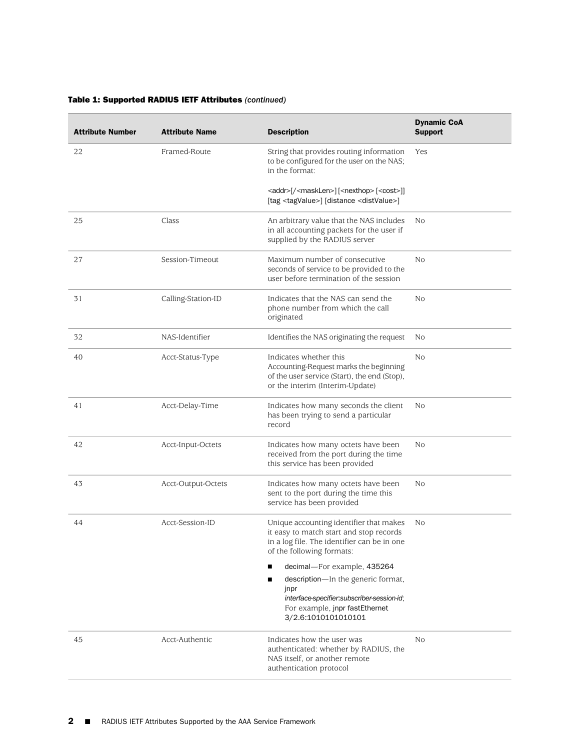**Table 1: Supported RADIUS IETF Attributes** *(continued)*

| Attribute Number | Attribute Name | Description | Dynamic CoA Support |
|---|---|---|---|
| 22 | Framed-Route | String that provides routing information to be configured for the user on the NAS; in the format: <br><br> <addr>[/<maskLen>] [<nexthop> [<cost>]] [tag <tagValue>] [distance <distValue>] | Yes |
| 25 | Class | An arbitrary value that the NAS includes in all accounting packets for the user if supplied by the RADIUS server | No |
| 27 | Session-Timeout | Maximum number of consecutive seconds of service to be provided to the user before termination of the session | No |
| 31 | Calling-Station-ID | Indicates that the NAS can send the phone number from which the call originated | No |
| 32 | NAS-Identifier | Identifies the NAS originating the request | No |
| 40 | Acct-Status-Type | Indicates whether this Accounting-Request marks the beginning of the user service (Start), the end (Stop), or the interim (Interim-Update) | No |
| 41 | Acct-Delay-Time | Indicates how many seconds the client has been trying to send a particular record | No |
| 42 | Acct-Input-Octets | Indicates how many octets have been received from the port during the time this service has been provided | No |
| 43 | Acct-Output-Octets | Indicates how many octets have been sent to the port during the time this service has been provided | No |
| 44 | Acct-Session-ID | Unique accounting identifier that makes it easy to match start and stop records in a log file. The identifier can be in one of the following formats: <br><br> ■ decimal—For example, 435264 <br> ■ description—In the generic format, jnpr *interface-specifier*:*subscriber-session-id*; For example, jnpr fastEthernet 3/2.6:1010101010101 | No |
| 45 | Acct-Authentic | Indicates how the user was authenticated: whether by RADIUS, the NAS itself, or another remote authentication protocol | No |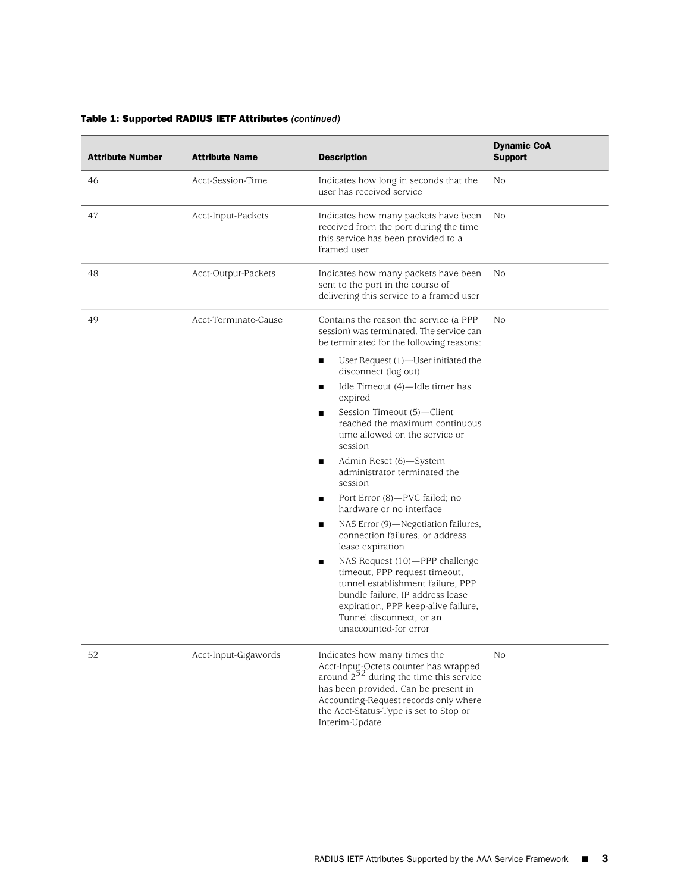**Table 1: Supported RADIUS IETF Attributes** *(continued)*

| Attribute Number | Attribute Name | Description | Dynamic CoA Support |
|---|---|---|---|
| 46 | Acct-Session-Time | Indicates how long in seconds that the user has received service | No |
| 47 | Acct-Input-Packets | Indicates how many packets have been received from the port during the time this service has been provided to a framed user | No |
| 48 | Acct-Output-Packets | Indicates how many packets have been sent to the port in the course of delivering this service to a framed user | No |
| 49 | Acct-Terminate-Cause | Contains the reason the service (a PPP session) was terminated. The service can be terminated for the following reasons: <br>■ User Request (1)—User initiated the disconnect (log out) <br>■ Idle Timeout (4)—Idle timer has expired <br>■ Session Timeout (5)—Client reached the maximum continuous time allowed on the service or session <br>■ Admin Reset (6)—System administrator terminated the session <br>■ Port Error (8)—PVC failed; no hardware or no interface <br>■ NAS Error (9)—Negotiation failures, connection failures, or address lease expiration <br>■ NAS Request (10)—PPP challenge timeout, PPP request timeout, tunnel establishment failure, PPP bundle failure, IP address lease expiration, PPP keep-alive failure, Tunnel disconnect, or an unaccounted-for error | No |
| 52 | Acct-Input-Gigawords | Indicates how many times the Acct-Input-Octets counter has wrapped around $2^{32}$ during the time this service has been provided. Can be present in Accounting-Request records only where the Acct-Status-Type is set to Stop or Interim-Update | No |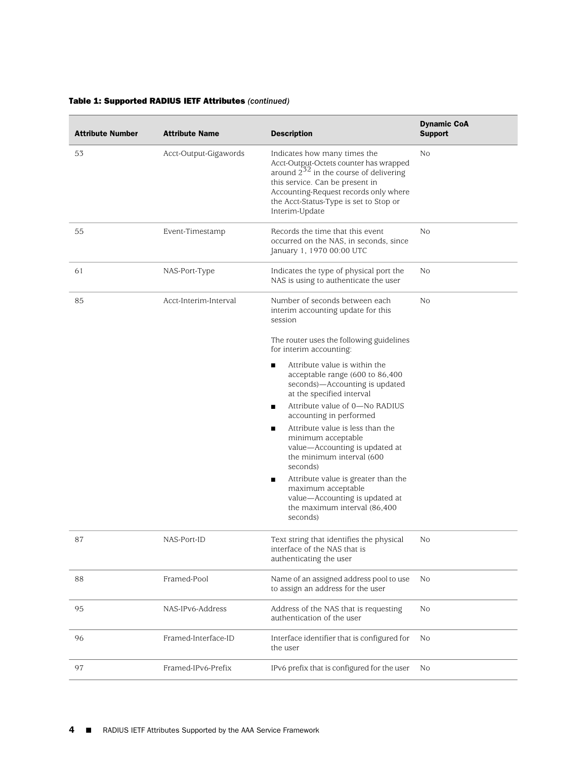**Table 1: Supported RADIUS IETF Attributes** *(continued)*

| Attribute Number | Attribute Name | Description | Dynamic CoA Support |
|---|---|---|---|
| 53 | Acct-Output-Gigawords | Indicates how many times the Acct-Output-Octets counter has wrapped around $2^{32}$ in the course of delivering this service. Can be present in Accounting-Request records only where the Acct-Status-Type is set to Stop or Interim-Update | No |
| 55 | Event-Timestamp | Records the time that this event occurred on the NAS, in seconds, since January 1, 1970 00:00 UTC | No |
| 61 | NAS-Port-Type | Indicates the type of physical port the NAS is using to authenticate the user | No |
| 85 | Acct-Interim-Interval | Number of seconds between each interim accounting update for this session<br><br>The router uses the following guidelines for interim accounting:<br>■ Attribute value is within the acceptable range (600 to 86,400 seconds)—Accounting is updated at the specified interval<br>■ Attribute value of 0—No RADIUS accounting in performed<br>■ Attribute value is less than the minimum acceptable value—Accounting is updated at the minimum interval (600 seconds)<br>■ Attribute value is greater than the maximum acceptable value—Accounting is updated at the maximum interval (86,400 seconds) | No |
| 87 | NAS-Port-ID | Text string that identifies the physical interface of the NAS that is authenticating the user | No |
| 88 | Framed-Pool | Name of an assigned address pool to use to assign an address for the user | No |
| 95 | NAS-IPv6-Address | Address of the NAS that is requesting authentication of the user | No |
| 96 | Framed-Interface-ID | Interface identifier that is configured for the user | No |
| 97 | Framed-IPv6-Prefix | IPv6 prefix that is configured for the user | No |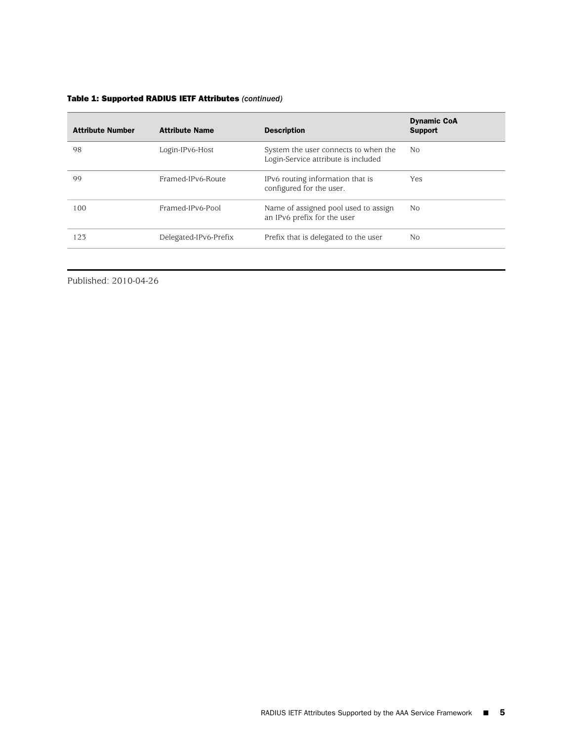**Table 1: Supported RADIUS IETF Attributes** *(continued)*

| Attribute Number | Attribute Name | Description | Dynamic CoA Support |
|---|---|---|---|
| 98 | Login-IPv6-Host | System the user connects to when the Login-Service attribute is included | No |
| 99 | Framed-IPv6-Route | IPv6 routing information that is configured for the user. | Yes |
| 100 | Framed-IPv6-Pool | Name of assigned pool used to assign an IPv6 prefix for the user | No |
| 123 | Delegated-IPv6-Prefix | Prefix that is delegated to the user | No |

Published: 2010-04-26